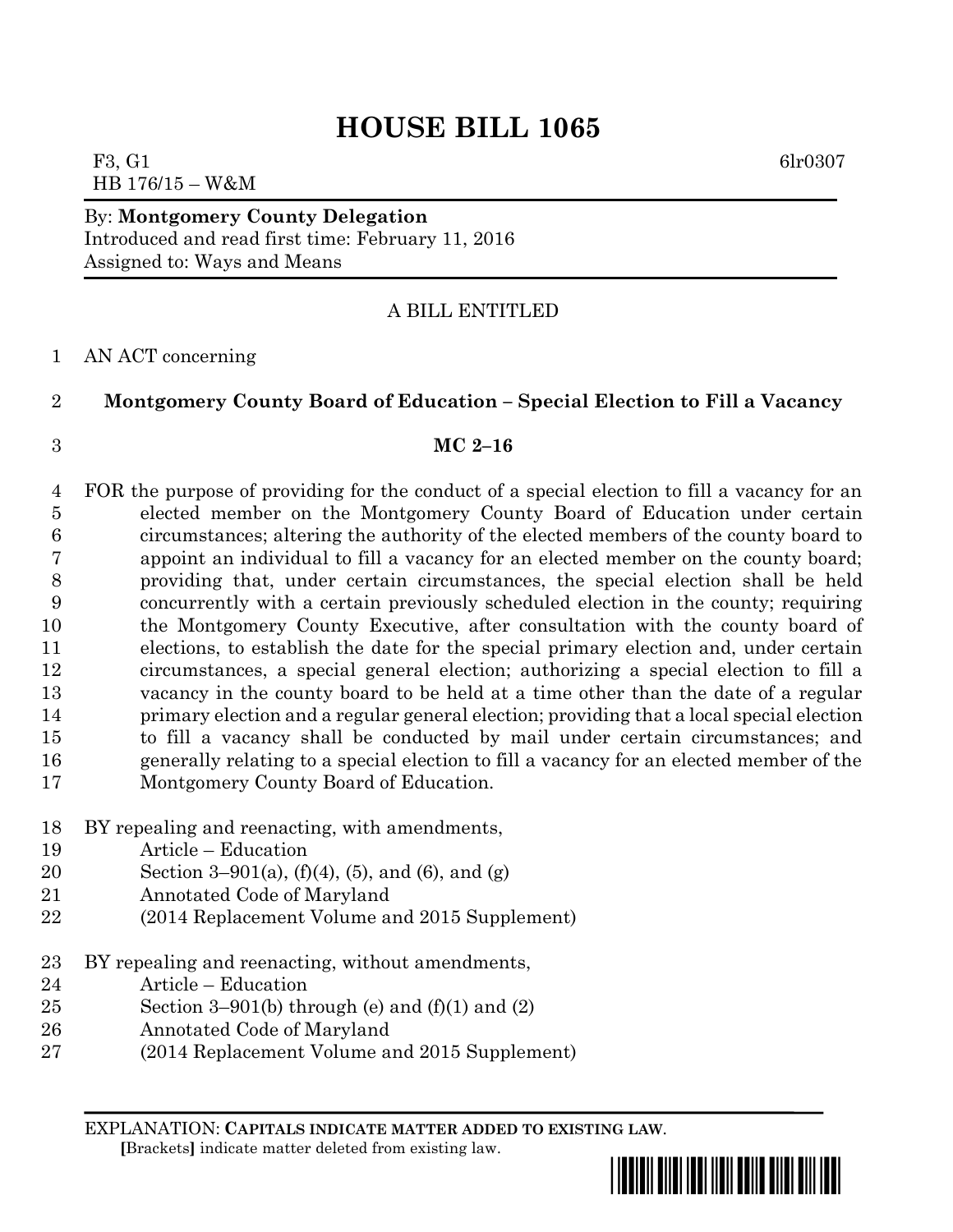# HOUSE BILL 1065

F3, G1 6lr0307
HB 176/15 – W&M

By: **Montgomery County Delegation**
Introduced and read first time: February 11, 2016
Assigned to: Ways and Means

A BILL ENTITLED

1 AN ACT concerning

2 **Montgomery County Board of Education – Special Election to Fill a Vacancy**

3 **MC 2–16**

4 FOR the purpose of providing for the conduct of a special election to fill a vacancy for an
5 elected member on the Montgomery County Board of Education under certain
6 circumstances; altering the authority of the elected members of the county board to
7 appoint an individual to fill a vacancy for an elected member on the county board;
8 providing that, under certain circumstances, the special election shall be held
9 concurrently with a certain previously scheduled election in the county; requiring
10 the Montgomery County Executive, after consultation with the county board of
11 elections, to establish the date for the special primary election and, under certain
12 circumstances, a special general election; authorizing a special election to fill a
13 vacancy in the county board to be held at a time other than the date of a regular
14 primary election and a regular general election; providing that a local special election
15 to fill a vacancy shall be conducted by mail under certain circumstances; and
16 generally relating to a special election to fill a vacancy for an elected member of the
17 Montgomery County Board of Education.

18 BY repealing and reenacting, with amendments,
19 Article – Education
20 Section 3–901(a), (f)(4), (5), and (6), and (g)
21 Annotated Code of Maryland
22 (2014 Replacement Volume and 2015 Supplement)

23 BY repealing and reenacting, without amendments,
24 Article – Education
25 Section 3–901(b) through (e) and (f)(1) and (2)
26 Annotated Code of Maryland
27 (2014 Replacement Volume and 2015 Supplement)

EXPLANATION: **CAPITALS INDICATE MATTER ADDED TO EXISTING LAW**.
**[**Brackets**]** indicate matter deleted from existing law.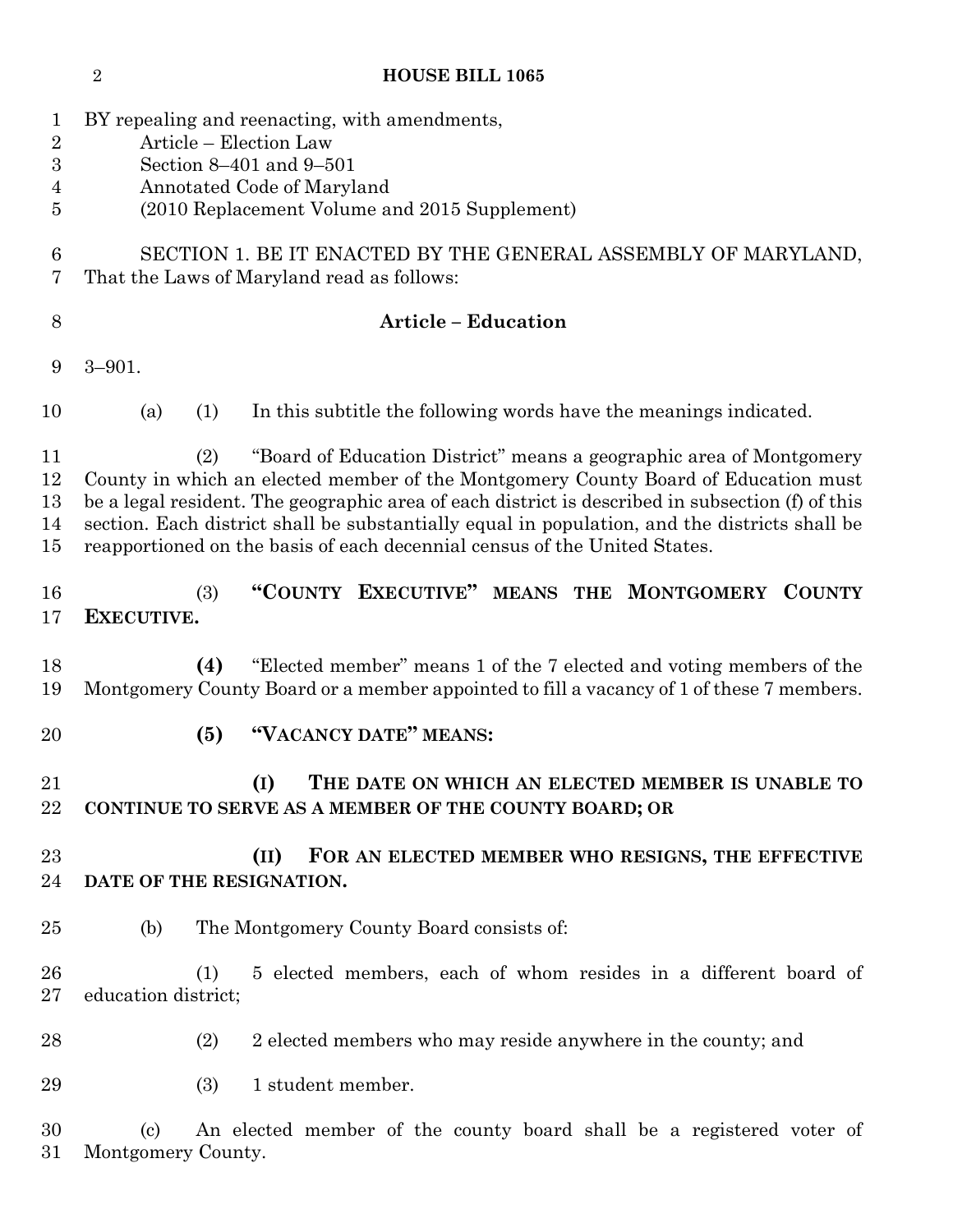BY repealing and reenacting, with amendments,
Article – Election Law
Section 8–401 and 9–501
Annotated Code of Maryland
(2010 Replacement Volume and 2015 Supplement)

SECTION 1. BE IT ENACTED BY THE GENERAL ASSEMBLY OF MARYLAND, That the Laws of Maryland read as follows:

**Article – Education**

3–901.

(a) (1) In this subtitle the following words have the meanings indicated.

(2) "Board of Education District" means a geographic area of Montgomery County in which an elected member of the Montgomery County Board of Education must be a legal resident. The geographic area of each district is described in subsection (f) of this section. Each district shall be substantially equal in population, and the districts shall be reapportioned on the basis of each decennial census of the United States.

(3) **"COUNTY EXECUTIVE" MEANS THE MONTGOMERY COUNTY EXECUTIVE.**

**(4)** "Elected member" means 1 of the 7 elected and voting members of the Montgomery County Board or a member appointed to fill a vacancy of 1 of these 7 members.

**(5) "VACANCY DATE" MEANS:**

**(I) THE DATE ON WHICH AN ELECTED MEMBER IS UNABLE TO CONTINUE TO SERVE AS A MEMBER OF THE COUNTY BOARD; OR**

**(II) FOR AN ELECTED MEMBER WHO RESIGNS, THE EFFECTIVE DATE OF THE RESIGNATION.**

(b) The Montgomery County Board consists of:

(1) 5 elected members, each of whom resides in a different board of education district;

(2) 2 elected members who may reside anywhere in the county; and

(3) 1 student member.

(c) An elected member of the county board shall be a registered voter of Montgomery County.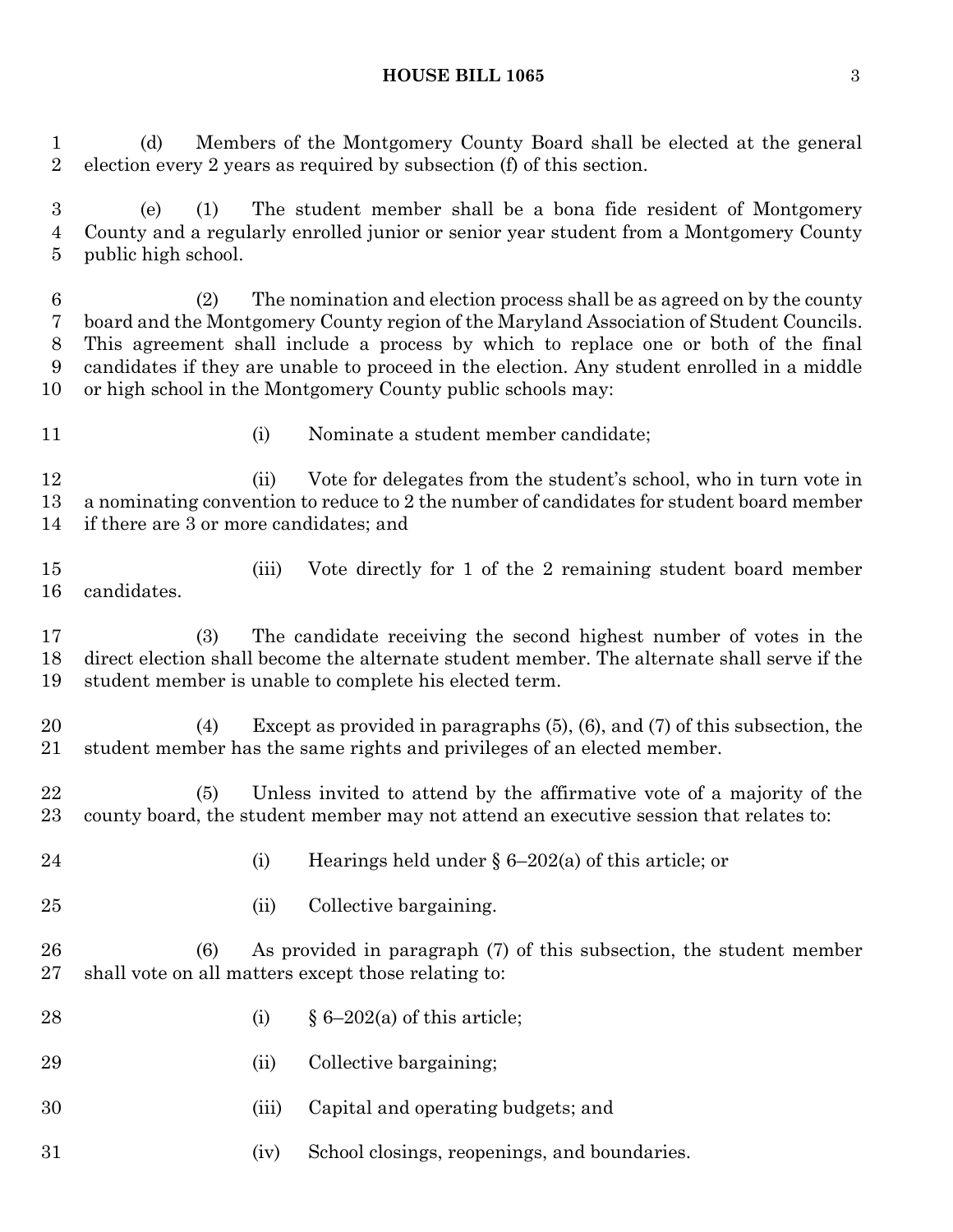(d) Members of the Montgomery County Board shall be elected at the general election every 2 years as required by subsection (f) of this section.

(e) (1) The student member shall be a bona fide resident of Montgomery County and a regularly enrolled junior or senior year student from a Montgomery County public high school.

(2) The nomination and election process shall be as agreed on by the county board and the Montgomery County region of the Maryland Association of Student Councils. This agreement shall include a process by which to replace one or both of the final candidates if they are unable to proceed in the election. Any student enrolled in a middle or high school in the Montgomery County public schools may:

(i) Nominate a student member candidate;

(ii) Vote for delegates from the student's school, who in turn vote in a nominating convention to reduce to 2 the number of candidates for student board member if there are 3 or more candidates; and

(iii) Vote directly for 1 of the 2 remaining student board member candidates.

(3) The candidate receiving the second highest number of votes in the direct election shall become the alternate student member. The alternate shall serve if the student member is unable to complete his elected term.

(4) Except as provided in paragraphs (5), (6), and (7) of this subsection, the student member has the same rights and privileges of an elected member.

(5) Unless invited to attend by the affirmative vote of a majority of the county board, the student member may not attend an executive session that relates to:

(i) Hearings held under § 6–202(a) of this article; or

(ii) Collective bargaining.

(6) As provided in paragraph (7) of this subsection, the student member shall vote on all matters except those relating to:

(i) § 6–202(a) of this article;

(ii) Collective bargaining;

(iii) Capital and operating budgets; and

(iv) School closings, reopenings, and boundaries.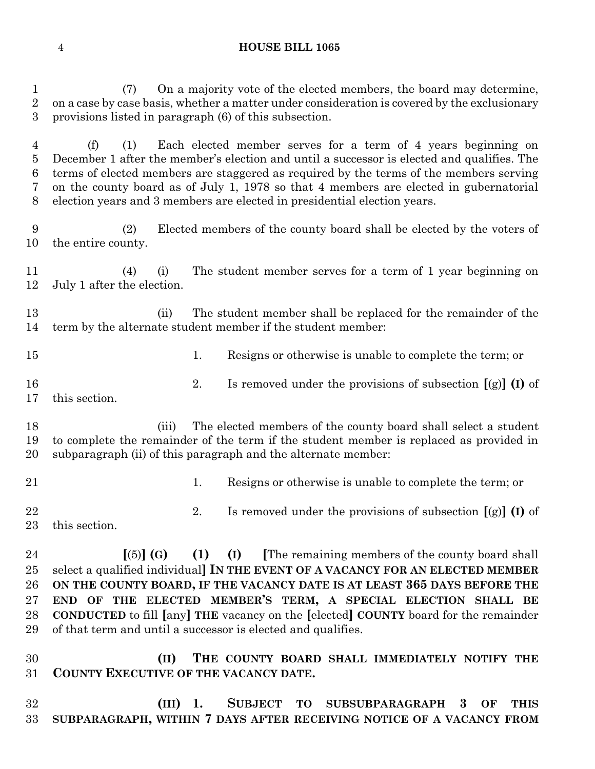(7) On a majority vote of the elected members, the board may determine, on a case by case basis, whether a matter under consideration is covered by the exclusionary provisions listed in paragraph (6) of this subsection.

(f) (1) Each elected member serves for a term of 4 years beginning on December 1 after the member's election and until a successor is elected and qualifies. The terms of elected members are staggered as required by the terms of the members serving on the county board as of July 1, 1978 so that 4 members are elected in gubernatorial election years and 3 members are elected in presidential election years.

(2) Elected members of the county board shall be elected by the voters of the entire county.

(4) (i) The student member serves for a term of 1 year beginning on July 1 after the election.

(ii) The student member shall be replaced for the remainder of the term by the alternate student member if the student member:

1. Resigns or otherwise is unable to complete the term; or

2. Is removed under the provisions of subsection **[**(g)**]** **(I)** of this section.

(iii) The elected members of the county board shall select a student to complete the remainder of the term if the student member is replaced as provided in subparagraph (ii) of this paragraph and the alternate member:

1. Resigns or otherwise is unable to complete the term; or

2. Is removed under the provisions of subsection **[**(g)**]** **(I)** of this section.

**[**(5)**]** **(G)** **(1)** **(I)** **[**The remaining members of the county board shall select a qualified individual**]** **IN THE EVENT OF A VACANCY FOR AN ELECTED MEMBER ON THE COUNTY BOARD, IF THE VACANCY DATE IS AT LEAST 365 DAYS BEFORE THE END OF THE ELECTED MEMBER'S TERM, A SPECIAL ELECTION SHALL BE CONDUCTED** to fill **[**any**]** **THE** vacancy on the **[**elected**]** **COUNTY** board for the remainder of that term and until a successor is elected and qualifies.

**(II) THE COUNTY BOARD SHALL IMMEDIATELY NOTIFY THE COUNTY EXECUTIVE OF THE VACANCY DATE.**

**(III) 1. SUBJECT TO SUBSUBPARAGRAPH 3 OF THIS SUBPARAGRAPH, WITHIN 7 DAYS AFTER RECEIVING NOTICE OF A VACANCY FROM**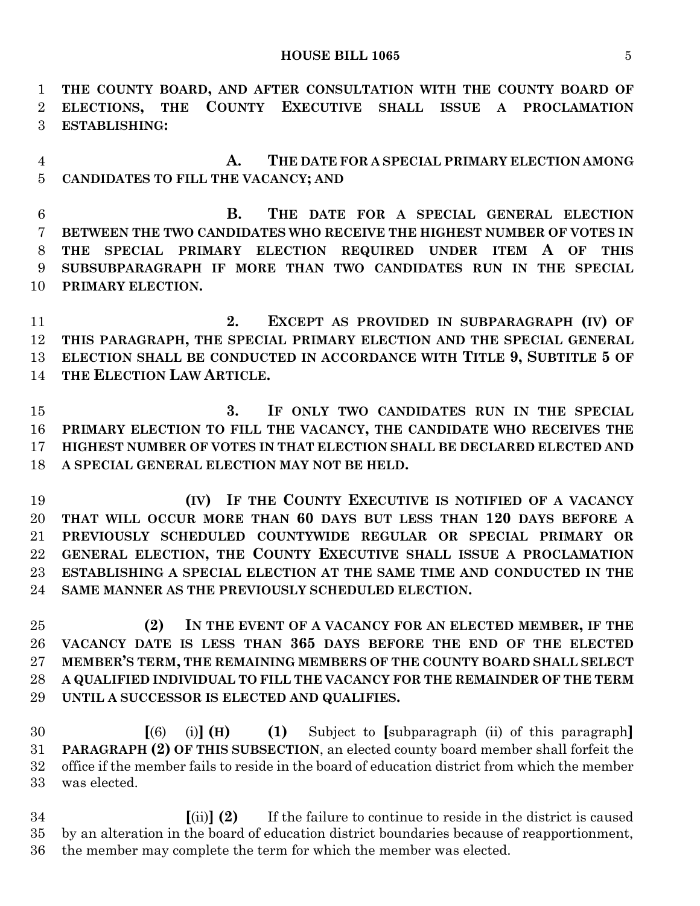**THE COUNTY BOARD, AND AFTER CONSULTATION WITH THE COUNTY BOARD OF ELECTIONS, THE COUNTY EXECUTIVE SHALL ISSUE A PROCLAMATION ESTABLISHING:**

**A. THE DATE FOR A SPECIAL PRIMARY ELECTION AMONG CANDIDATES TO FILL THE VACANCY; AND**

**B. THE DATE FOR A SPECIAL GENERAL ELECTION BETWEEN THE TWO CANDIDATES WHO RECEIVE THE HIGHEST NUMBER OF VOTES IN THE SPECIAL PRIMARY ELECTION REQUIRED UNDER ITEM A OF THIS SUBSUBPARAGRAPH IF MORE THAN TWO CANDIDATES RUN IN THE SPECIAL PRIMARY ELECTION.**

**2. EXCEPT AS PROVIDED IN SUBPARAGRAPH (IV) OF THIS PARAGRAPH, THE SPECIAL PRIMARY ELECTION AND THE SPECIAL GENERAL ELECTION SHALL BE CONDUCTED IN ACCORDANCE WITH TITLE 9, SUBTITLE 5 OF THE ELECTION LAW ARTICLE.**

**3. IF ONLY TWO CANDIDATES RUN IN THE SPECIAL PRIMARY ELECTION TO FILL THE VACANCY, THE CANDIDATE WHO RECEIVES THE HIGHEST NUMBER OF VOTES IN THAT ELECTION SHALL BE DECLARED ELECTED AND A SPECIAL GENERAL ELECTION MAY NOT BE HELD.**

**(IV) IF THE COUNTY EXECUTIVE IS NOTIFIED OF A VACANCY THAT WILL OCCUR MORE THAN 60 DAYS BUT LESS THAN 120 DAYS BEFORE A PREVIOUSLY SCHEDULED COUNTYWIDE REGULAR OR SPECIAL PRIMARY OR GENERAL ELECTION, THE COUNTY EXECUTIVE SHALL ISSUE A PROCLAMATION ESTABLISHING A SPECIAL ELECTION AT THE SAME TIME AND CONDUCTED IN THE SAME MANNER AS THE PREVIOUSLY SCHEDULED ELECTION.**

**(2) IN THE EVENT OF A VACANCY FOR AN ELECTED MEMBER, IF THE VACANCY DATE IS LESS THAN 365 DAYS BEFORE THE END OF THE ELECTED MEMBER'S TERM, THE REMAINING MEMBERS OF THE COUNTY BOARD SHALL SELECT A QUALIFIED INDIVIDUAL TO FILL THE VACANCY FOR THE REMAINDER OF THE TERM UNTIL A SUCCESSOR IS ELECTED AND QUALIFIES.**

**[**(6) (i)**] (H) (1)** Subject to **[**subparagraph (ii) of this paragraph**] PARAGRAPH (2) OF THIS SUBSECTION**, an elected county board member shall forfeit the office if the member fails to reside in the board of education district from which the member was elected.

**[**(ii)**] (2)** If the failure to continue to reside in the district is caused by an alteration in the board of education district boundaries because of reapportionment, the member may complete the term for which the member was elected.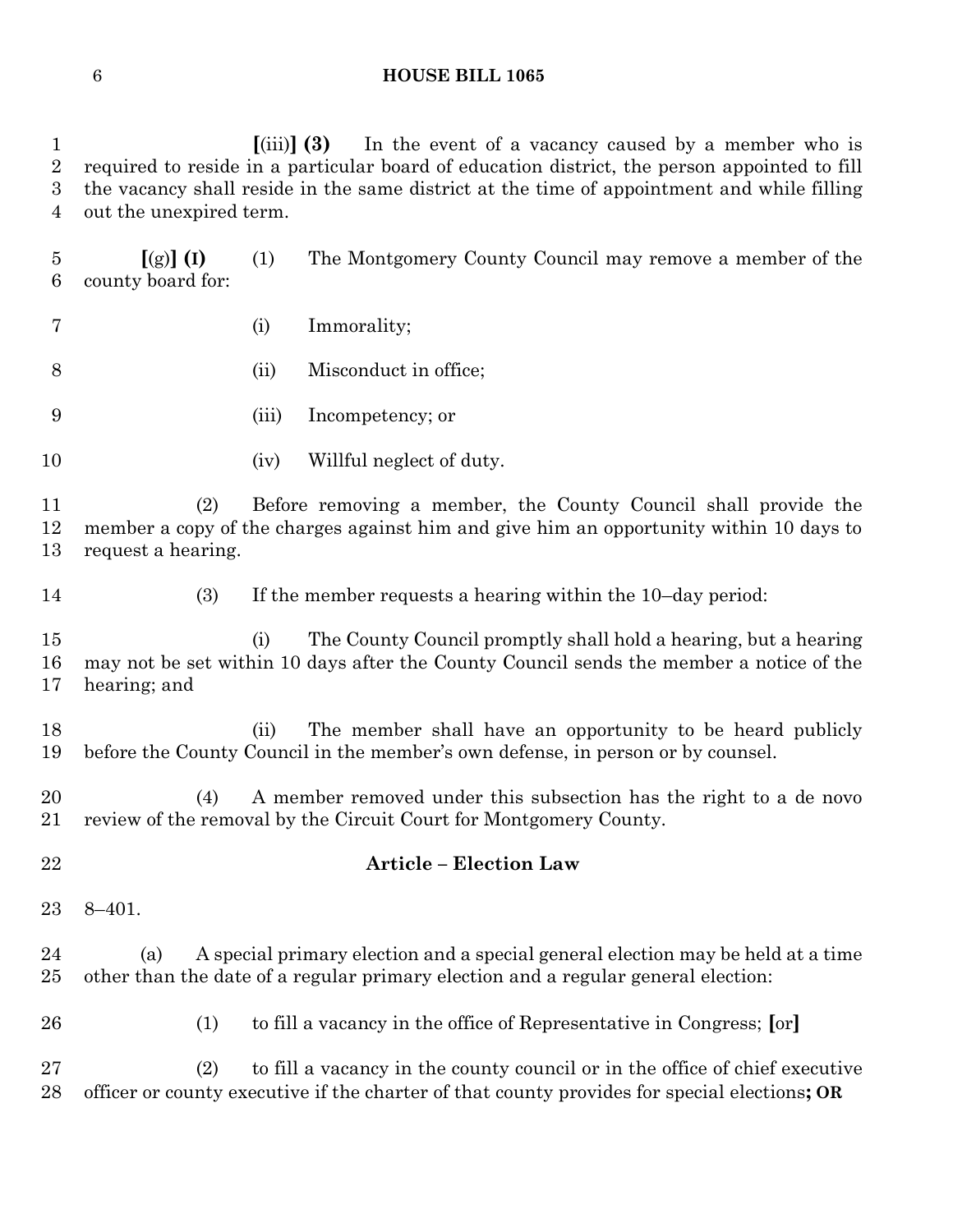[(iii)] **(3)** In the event of a vacancy caused by a member who is required to reside in a particular board of education district, the person appointed to fill the vacancy shall reside in the same district at the time of appointment and while filling out the unexpired term.

[(g)] **(I)** (1) The Montgomery County Council may remove a member of the county board for:

(i) Immorality;

(ii) Misconduct in office;

(iii) Incompetency; or

(iv) Willful neglect of duty.

(2) Before removing a member, the County Council shall provide the member a copy of the charges against him and give him an opportunity within 10 days to request a hearing.

(3) If the member requests a hearing within the 10–day period:

(i) The County Council promptly shall hold a hearing, but a hearing may not be set within 10 days after the County Council sends the member a notice of the hearing; and

(ii) The member shall have an opportunity to be heard publicly before the County Council in the member's own defense, in person or by counsel.

(4) A member removed under this subsection has the right to a de novo review of the removal by the Circuit Court for Montgomery County.

## Article – Election Law

8–401.

(a) A special primary election and a special general election may be held at a time other than the date of a regular primary election and a regular general election:

(1) to fill a vacancy in the office of Representative in Congress; [or]

(2) to fill a vacancy in the county council or in the office of chief executive officer or county executive if the charter of that county provides for special elections**; OR**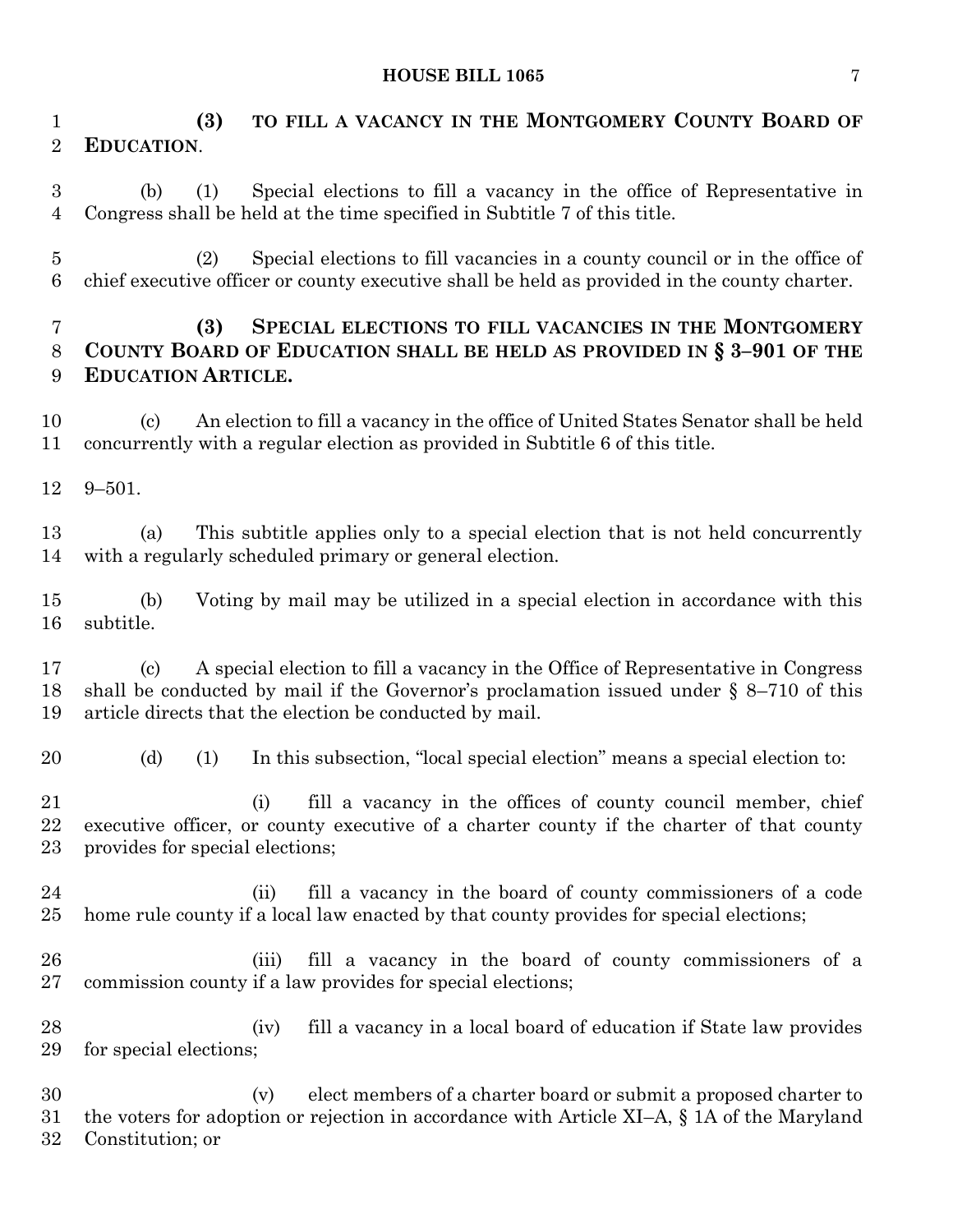**(3) TO FILL A VACANCY IN THE MONTGOMERY COUNTY BOARD OF EDUCATION**.

(b) (1) Special elections to fill a vacancy in the office of Representative in Congress shall be held at the time specified in Subtitle 7 of this title.

(2) Special elections to fill vacancies in a county council or in the office of chief executive officer or county executive shall be held as provided in the county charter.

**(3) SPECIAL ELECTIONS TO FILL VACANCIES IN THE MONTGOMERY COUNTY BOARD OF EDUCATION SHALL BE HELD AS PROVIDED IN § 3–901 OF THE EDUCATION ARTICLE.**

(c) An election to fill a vacancy in the office of United States Senator shall be held concurrently with a regular election as provided in Subtitle 6 of this title.

9–501.

(a) This subtitle applies only to a special election that is not held concurrently with a regularly scheduled primary or general election.

(b) Voting by mail may be utilized in a special election in accordance with this subtitle.

(c) A special election to fill a vacancy in the Office of Representative in Congress shall be conducted by mail if the Governor's proclamation issued under § 8–710 of this article directs that the election be conducted by mail.

(d) (1) In this subsection, "local special election" means a special election to:

(i) fill a vacancy in the offices of county council member, chief executive officer, or county executive of a charter county if the charter of that county provides for special elections;

(ii) fill a vacancy in the board of county commissioners of a code home rule county if a local law enacted by that county provides for special elections;

(iii) fill a vacancy in the board of county commissioners of a commission county if a law provides for special elections;

(iv) fill a vacancy in a local board of education if State law provides for special elections;

(v) elect members of a charter board or submit a proposed charter to the voters for adoption or rejection in accordance with Article XI–A, § 1A of the Maryland Constitution; or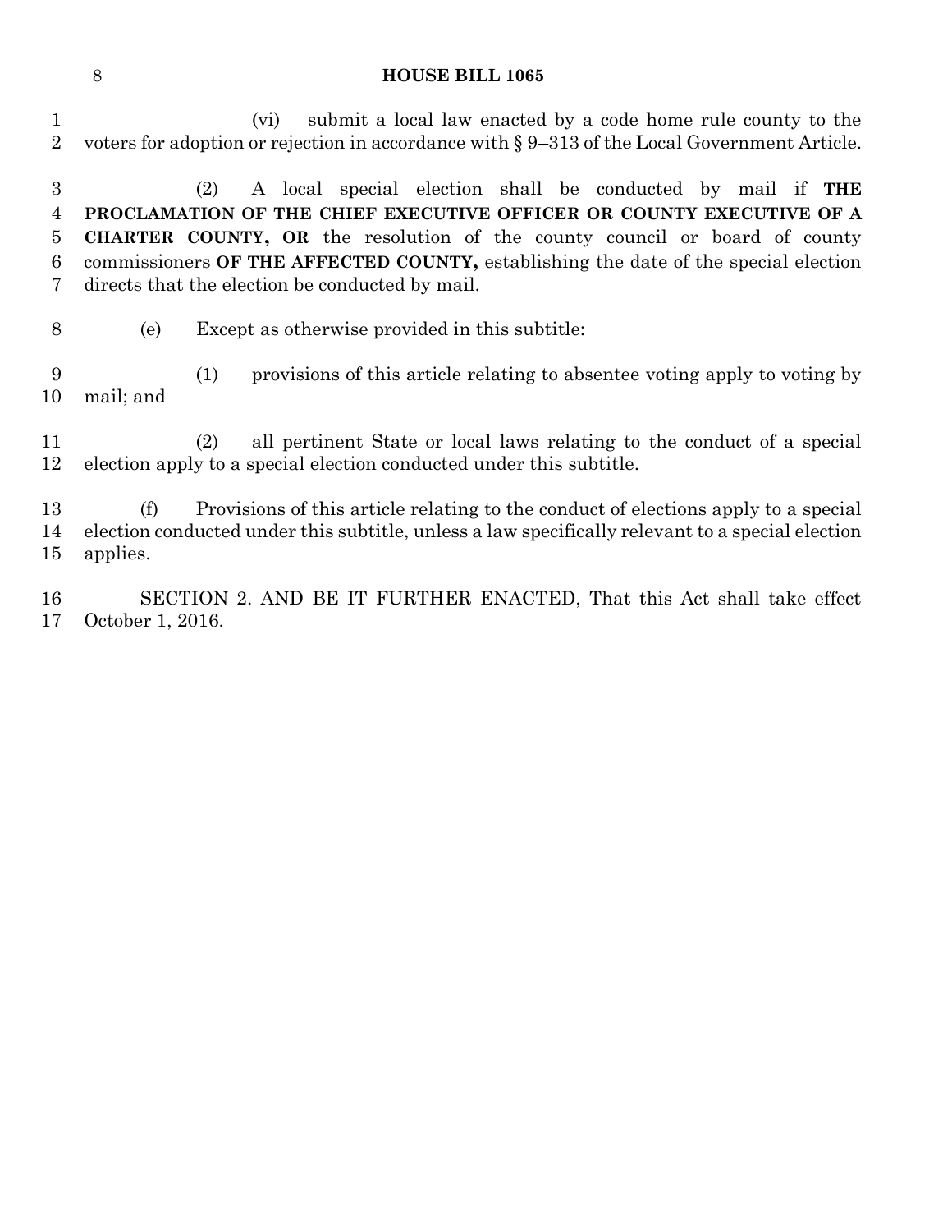(vi) submit a local law enacted by a code home rule county to the voters for adoption or rejection in accordance with § 9–313 of the Local Government Article.

(2) A local special election shall be conducted by mail if **THE PROCLAMATION OF THE CHIEF EXECUTIVE OFFICER OR COUNTY EXECUTIVE OF A CHARTER COUNTY, OR** the resolution of the county council or board of county commissioners **OF THE AFFECTED COUNTY,** establishing the date of the special election directs that the election be conducted by mail.

(e) Except as otherwise provided in this subtitle:

(1) provisions of this article relating to absentee voting apply to voting by mail; and

(2) all pertinent State or local laws relating to the conduct of a special election apply to a special election conducted under this subtitle.

(f) Provisions of this article relating to the conduct of elections apply to a special election conducted under this subtitle, unless a law specifically relevant to a special election applies.

SECTION 2. AND BE IT FURTHER ENACTED, That this Act shall take effect October 1, 2016.